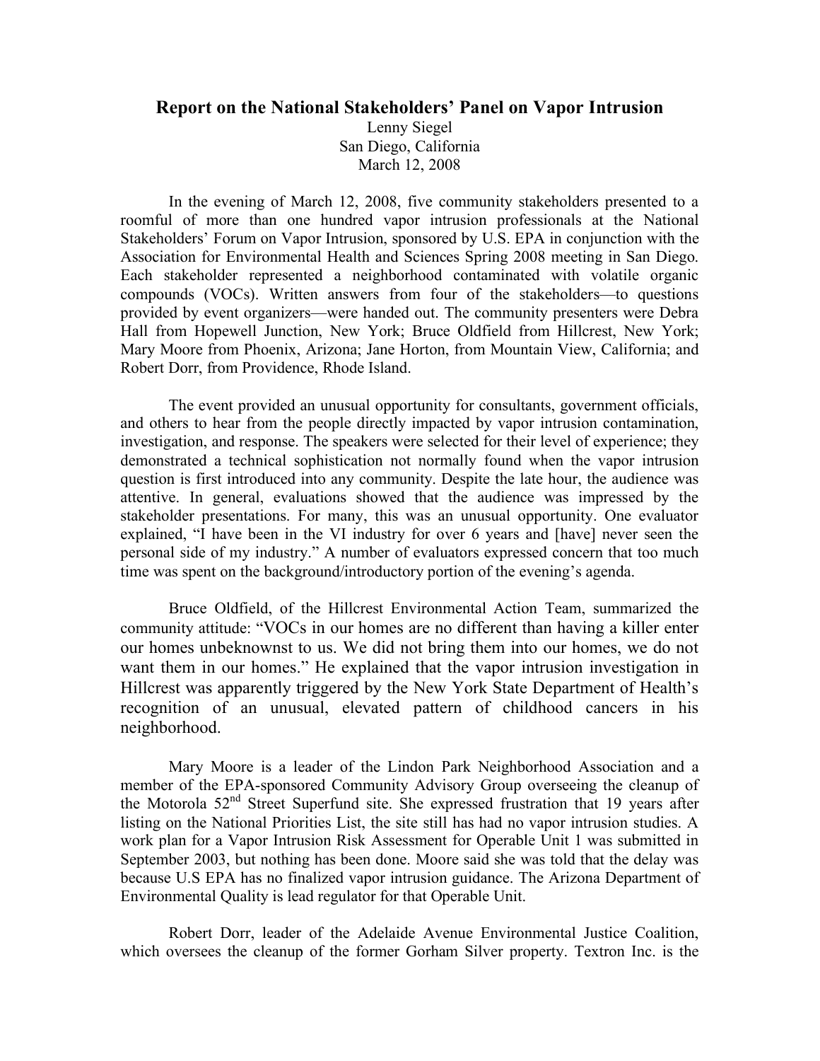# Report on the National Stakeholders' Panel on Vapor Intrusion

Lenny Siegel
San Diego, California
March 12, 2008

In the evening of March 12, 2008, five community stakeholders presented to a roomful of more than one hundred vapor intrusion professionals at the National Stakeholders' Forum on Vapor Intrusion, sponsored by U.S. EPA in conjunction with the Association for Environmental Health and Sciences Spring 2008 meeting in San Diego. Each stakeholder represented a neighborhood contaminated with volatile organic compounds (VOCs). Written answers from four of the stakeholders—to questions provided by event organizers—were handed out. The community presenters were Debra Hall from Hopewell Junction, New York; Bruce Oldfield from Hillcrest, New York; Mary Moore from Phoenix, Arizona; Jane Horton, from Mountain View, California; and Robert Dorr, from Providence, Rhode Island.

The event provided an unusual opportunity for consultants, government officials, and others to hear from the people directly impacted by vapor intrusion contamination, investigation, and response. The speakers were selected for their level of experience; they demonstrated a technical sophistication not normally found when the vapor intrusion question is first introduced into any community. Despite the late hour, the audience was attentive. In general, evaluations showed that the audience was impressed by the stakeholder presentations. For many, this was an unusual opportunity. One evaluator explained, "I have been in the VI industry for over 6 years and [have] never seen the personal side of my industry." A number of evaluators expressed concern that too much time was spent on the background/introductory portion of the evening's agenda.

Bruce Oldfield, of the Hillcrest Environmental Action Team, summarized the community attitude: "VOCs in our homes are no different than having a killer enter our homes unbeknownst to us. We did not bring them into our homes, we do not want them in our homes." He explained that the vapor intrusion investigation in Hillcrest was apparently triggered by the New York State Department of Health's recognition of an unusual, elevated pattern of childhood cancers in his neighborhood.

Mary Moore is a leader of the Lindon Park Neighborhood Association and a member of the EPA-sponsored Community Advisory Group overseeing the cleanup of the Motorola 52nd Street Superfund site. She expressed frustration that 19 years after listing on the National Priorities List, the site still has had no vapor intrusion studies. A work plan for a Vapor Intrusion Risk Assessment for Operable Unit 1 was submitted in September 2003, but nothing has been done. Moore said she was told that the delay was because U.S EPA has no finalized vapor intrusion guidance. The Arizona Department of Environmental Quality is lead regulator for that Operable Unit.

Robert Dorr, leader of the Adelaide Avenue Environmental Justice Coalition, which oversees the cleanup of the former Gorham Silver property. Textron Inc. is the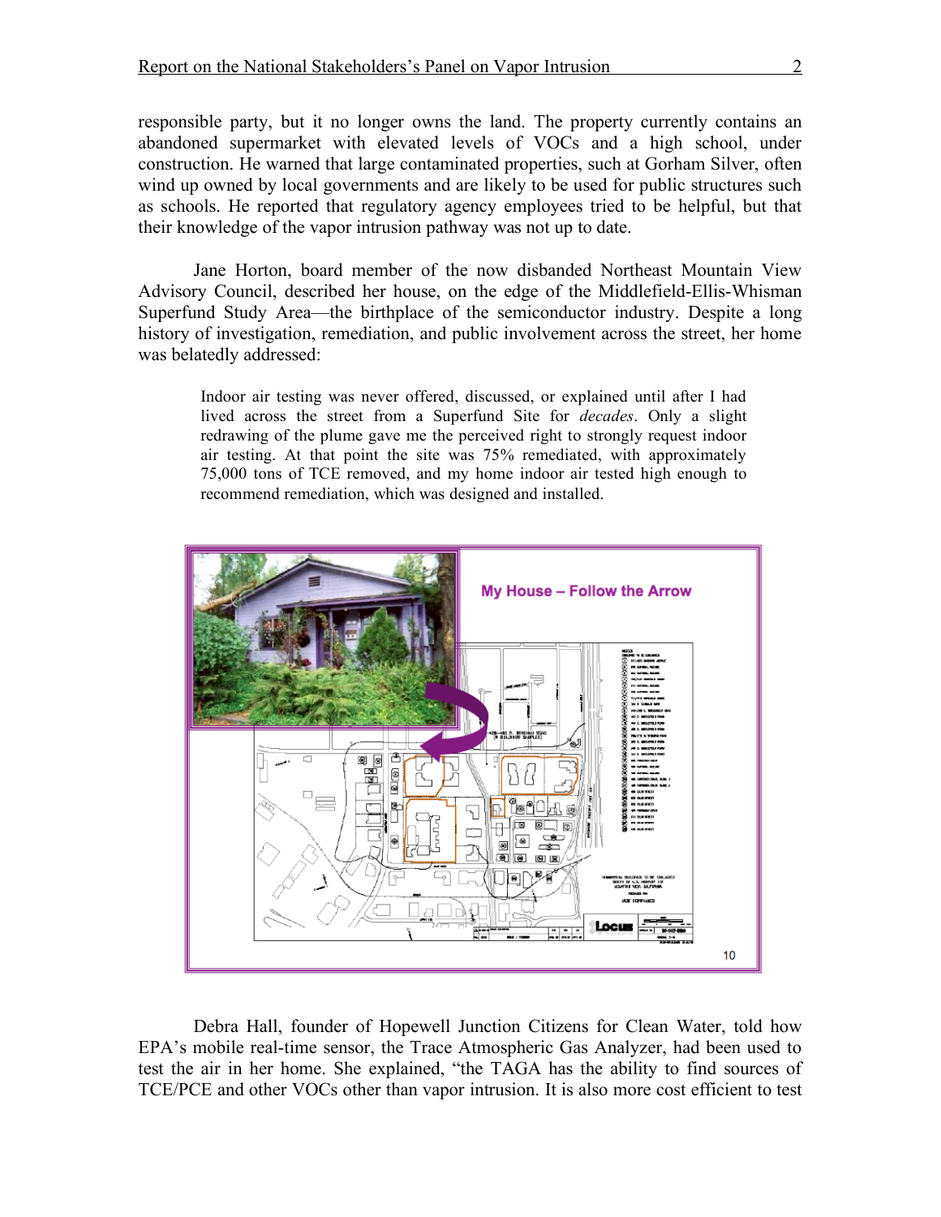responsible party, but it no longer owns the land. The property currently contains an abandoned supermarket with elevated levels of VOCs and a high school, under construction. He warned that large contaminated properties, such at Gorham Silver, often wind up owned by local governments and are likely to be used for public structures such as schools. He reported that regulatory agency employees tried to be helpful, but that their knowledge of the vapor intrusion pathway was not up to date.

Jane Horton, board member of the now disbanded Northeast Mountain View Advisory Council, described her house, on the edge of the Middlefield-Ellis-Whisman Superfund Study Area—the birthplace of the semiconductor industry. Despite a long history of investigation, remediation, and public involvement across the street, her home was belatedly addressed:

> Indoor air testing was never offered, discussed, or explained until after I had lived across the street from a Superfund Site for *decades*. Only a slight redrawing of the plume gave me the perceived right to strongly request indoor air testing. At that point the site was 75% remediated, with approximately 75,000 tons of TCE removed, and my home indoor air tested high enough to recommend remediation, which was designed and installed.

Debra Hall, founder of Hopewell Junction Citizens for Clean Water, told how EPA's mobile real-time sensor, the Trace Atmospheric Gas Analyzer, had been used to test the air in her home. She explained, "the TAGA has the ability to find sources of TCE/PCE and other VOCs other than vapor intrusion. It is also more cost efficient to test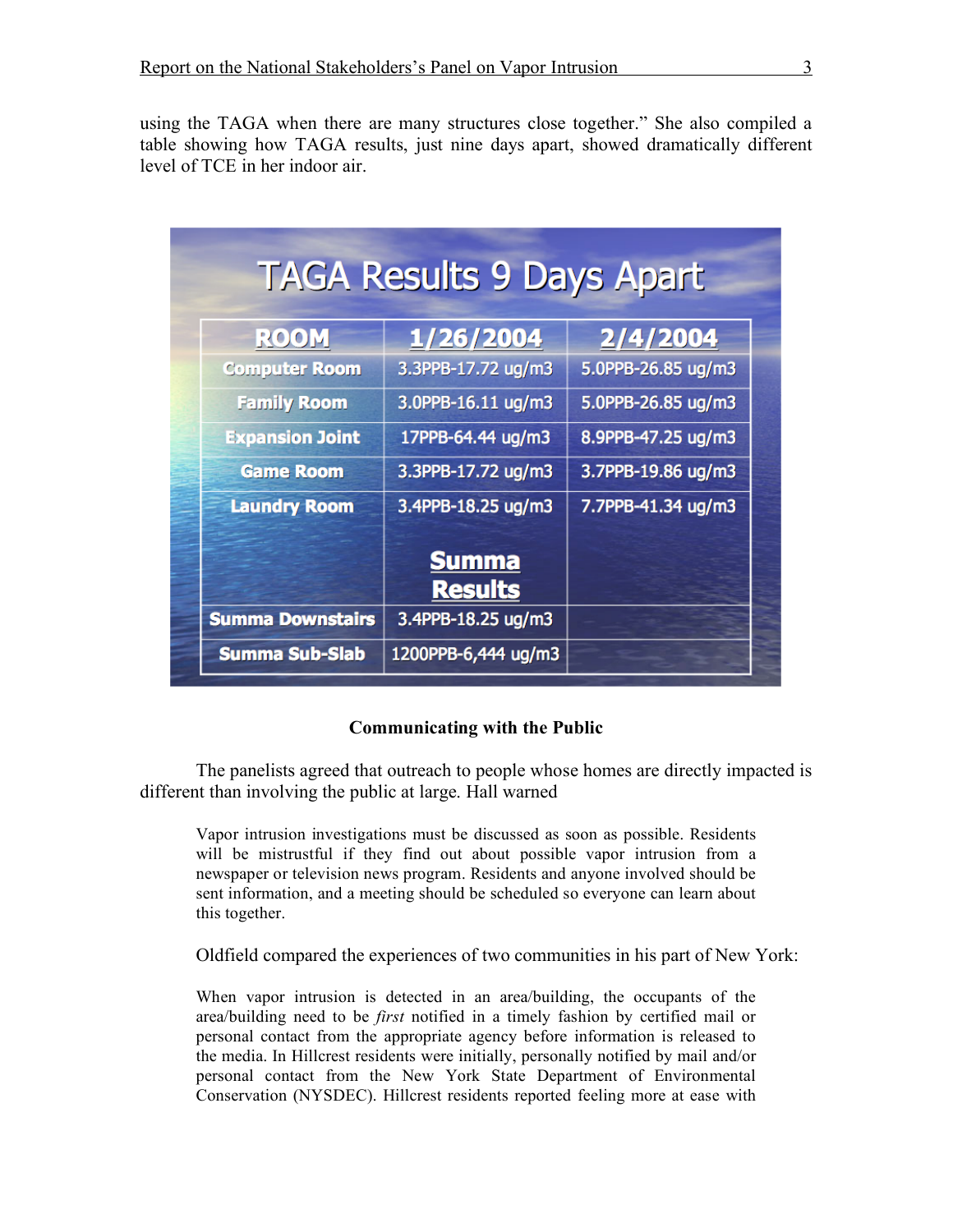using the TAGA when there are many structures close together." She also compiled a table showing how TAGA results, just nine days apart, showed dramatically different level of TCE in her indoor air.

**TAGA Results 9 Days Apart**

| ROOM | 1/26/2004 | 2/4/2004 |
|---|---|---|
| Computer Room | 3.3PPB-17.72 ug/m3 | 5.0PPB-26.85 ug/m3 |
| Family Room | 3.0PPB-16.11 ug/m3 | 5.0PPB-26.85 ug/m3 |
| Expansion Joint | 17PPB-64.44 ug/m3 | 8.9PPB-47.25 ug/m3 |
| Game Room | 3.3PPB-17.72 ug/m3 | 3.7PPB-19.86 ug/m3 |
| Laundry Room | 3.4PPB-18.25 ug/m3 | 7.7PPB-41.34 ug/m3 |
| | **Summa Results** | |
| Summa Downstairs | 3.4PPB-18.25 ug/m3 | |
| Summa Sub-Slab | 1200PPB-6,444 ug/m3 | |

**Communicating with the Public**

The panelists agreed that outreach to people whose homes are directly impacted is different than involving the public at large. Hall warned

> Vapor intrusion investigations must be discussed as soon as possible. Residents will be mistrustful if they find out about possible vapor intrusion from a newspaper or television news program. Residents and anyone involved should be sent information, and a meeting should be scheduled so everyone can learn about this together.

Oldfield compared the experiences of two communities in his part of New York:

> When vapor intrusion is detected in an area/building, the occupants of the area/building need to be *first* notified in a timely fashion by certified mail or personal contact from the appropriate agency before information is released to the media. In Hillcrest residents were initially, personally notified by mail and/or personal contact from the New York State Department of Environmental Conservation (NYSDEC). Hillcrest residents reported feeling more at ease with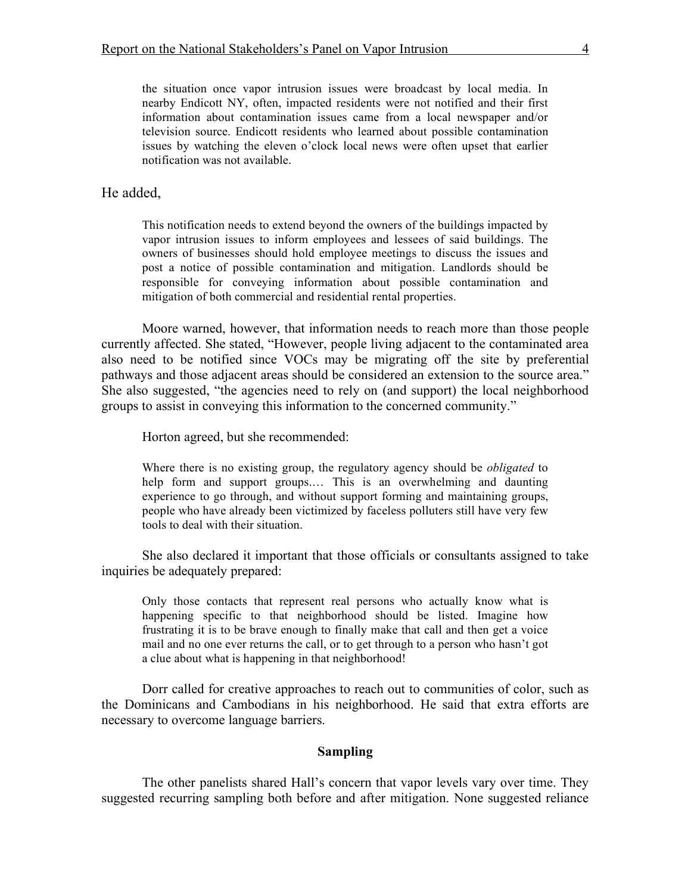> the situation once vapor intrusion issues were broadcast by local media. In nearby Endicott NY, often, impacted residents were not notified and their first information about contamination issues came from a local newspaper and/or television source. Endicott residents who learned about possible contamination issues by watching the eleven o'clock local news were often upset that earlier notification was not available.

He added,

> This notification needs to extend beyond the owners of the buildings impacted by vapor intrusion issues to inform employees and lessees of said buildings. The owners of businesses should hold employee meetings to discuss the issues and post a notice of possible contamination and mitigation. Landlords should be responsible for conveying information about possible contamination and mitigation of both commercial and residential rental properties.

Moore warned, however, that information needs to reach more than those people currently affected. She stated, "However, people living adjacent to the contaminated area also need to be notified since VOCs may be migrating off the site by preferential pathways and those adjacent areas should be considered an extension to the source area." She also suggested, "the agencies need to rely on (and support) the local neighborhood groups to assist in conveying this information to the concerned community."

Horton agreed, but she recommended:

> Where there is no existing group, the regulatory agency should be *obligated* to help form and support groups.… This is an overwhelming and daunting experience to go through, and without support forming and maintaining groups, people who have already been victimized by faceless polluters still have very few tools to deal with their situation.

She also declared it important that those officials or consultants assigned to take inquiries be adequately prepared:

> Only those contacts that represent real persons who actually know what is happening specific to that neighborhood should be listed. Imagine how frustrating it is to be brave enough to finally make that call and then get a voice mail and no one ever returns the call, or to get through to a person who hasn't got a clue about what is happening in that neighborhood!

Dorr called for creative approaches to reach out to communities of color, such as the Dominicans and Cambodians in his neighborhood. He said that extra efforts are necessary to overcome language barriers.

### Sampling

The other panelists shared Hall's concern that vapor levels vary over time. They suggested recurring sampling both before and after mitigation. None suggested reliance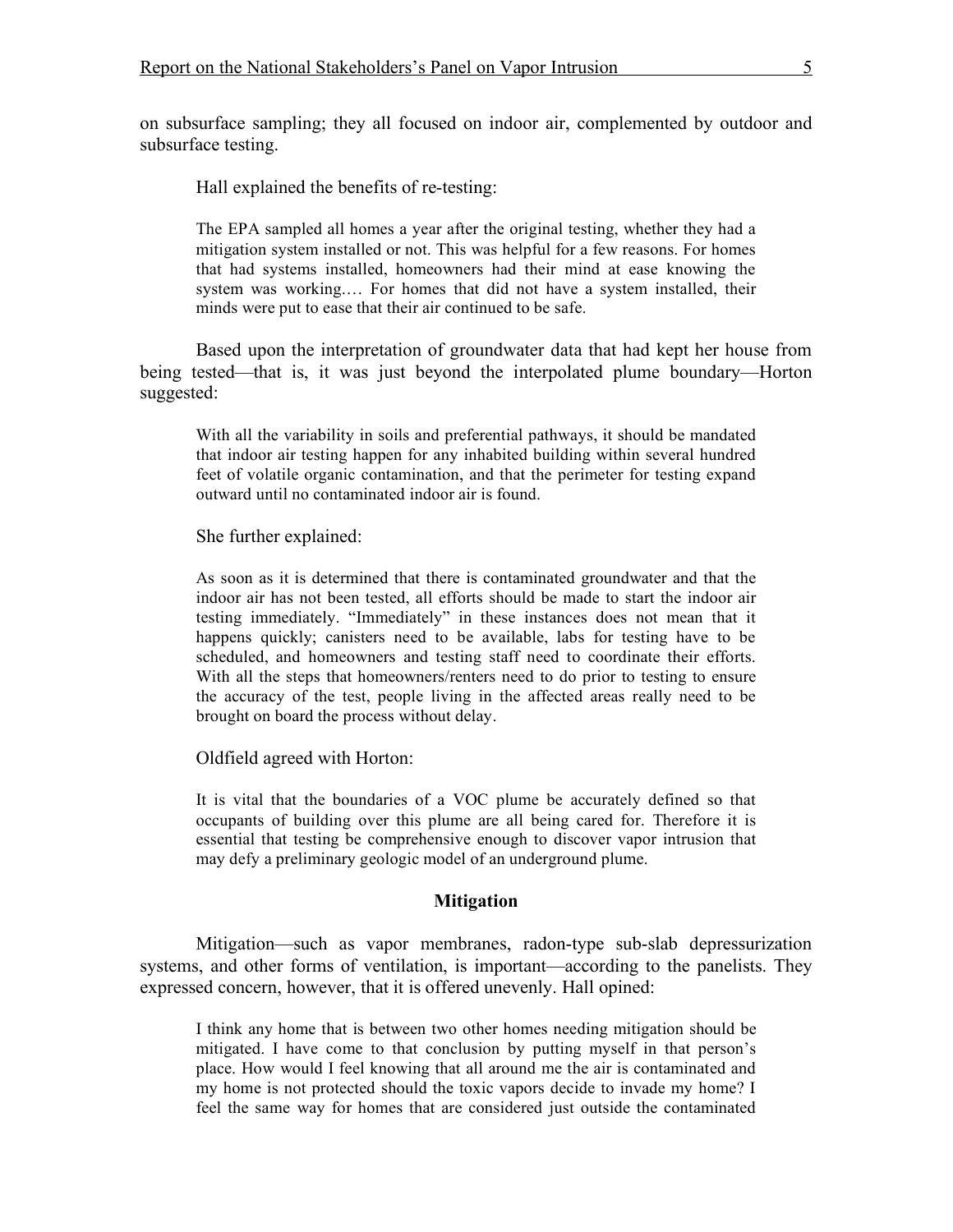on subsurface sampling; they all focused on indoor air, complemented by outdoor and subsurface testing.

Hall explained the benefits of re-testing:

> The EPA sampled all homes a year after the original testing, whether they had a mitigation system installed or not. This was helpful for a few reasons. For homes that had systems installed, homeowners had their mind at ease knowing the system was working.… For homes that did not have a system installed, their minds were put to ease that their air continued to be safe.

Based upon the interpretation of groundwater data that had kept her house from being tested—that is, it was just beyond the interpolated plume boundary—Horton suggested:

> With all the variability in soils and preferential pathways, it should be mandated that indoor air testing happen for any inhabited building within several hundred feet of volatile organic contamination, and that the perimeter for testing expand outward until no contaminated indoor air is found.

She further explained:

> As soon as it is determined that there is contaminated groundwater and that the indoor air has not been tested, all efforts should be made to start the indoor air testing immediately. "Immediately" in these instances does not mean that it happens quickly; canisters need to be available, labs for testing have to be scheduled, and homeowners and testing staff need to coordinate their efforts. With all the steps that homeowners/renters need to do prior to testing to ensure the accuracy of the test, people living in the affected areas really need to be brought on board the process without delay.

Oldfield agreed with Horton:

> It is vital that the boundaries of a VOC plume be accurately defined so that occupants of building over this plume are all being cared for. Therefore it is essential that testing be comprehensive enough to discover vapor intrusion that may defy a preliminary geologic model of an underground plume.

### Mitigation

Mitigation—such as vapor membranes, radon-type sub-slab depressurization systems, and other forms of ventilation, is important—according to the panelists. They expressed concern, however, that it is offered unevenly. Hall opined:

> I think any home that is between two other homes needing mitigation should be mitigated. I have come to that conclusion by putting myself in that person's place. How would I feel knowing that all around me the air is contaminated and my home is not protected should the toxic vapors decide to invade my home? I feel the same way for homes that are considered just outside the contaminated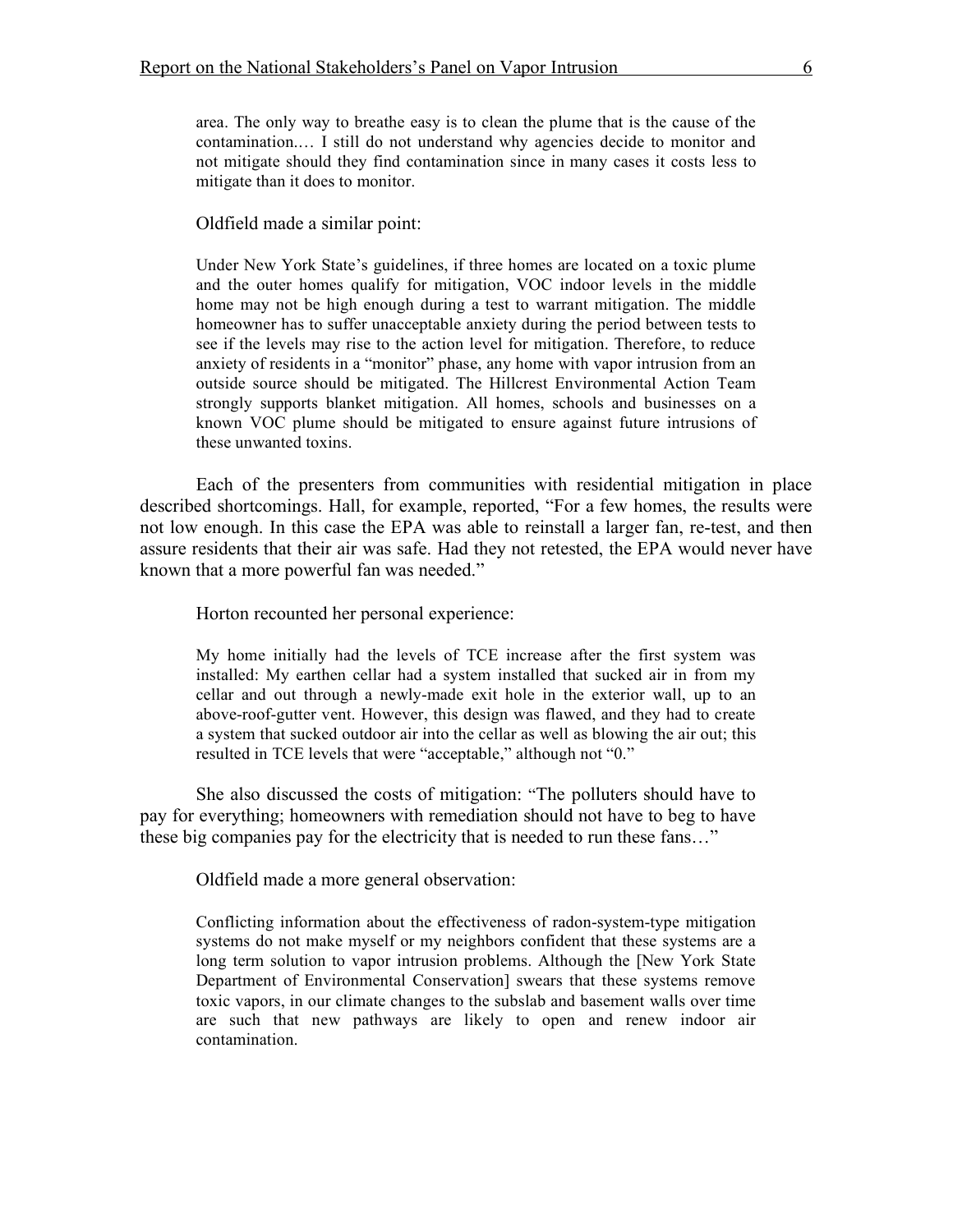> area. The only way to breathe easy is to clean the plume that is the cause of the contamination.… I still do not understand why agencies decide to monitor and not mitigate should they find contamination since in many cases it costs less to mitigate than it does to monitor.

Oldfield made a similar point:

> Under New York State's guidelines, if three homes are located on a toxic plume and the outer homes qualify for mitigation, VOC indoor levels in the middle home may not be high enough during a test to warrant mitigation. The middle homeowner has to suffer unacceptable anxiety during the period between tests to see if the levels may rise to the action level for mitigation. Therefore, to reduce anxiety of residents in a "monitor" phase, any home with vapor intrusion from an outside source should be mitigated. The Hillcrest Environmental Action Team strongly supports blanket mitigation. All homes, schools and businesses on a known VOC plume should be mitigated to ensure against future intrusions of these unwanted toxins.

Each of the presenters from communities with residential mitigation in place described shortcomings. Hall, for example, reported, "For a few homes, the results were not low enough. In this case the EPA was able to reinstall a larger fan, re-test, and then assure residents that their air was safe. Had they not retested, the EPA would never have known that a more powerful fan was needed."

Horton recounted her personal experience:

> My home initially had the levels of TCE increase after the first system was installed: My earthen cellar had a system installed that sucked air in from my cellar and out through a newly-made exit hole in the exterior wall, up to an above-roof-gutter vent. However, this design was flawed, and they had to create a system that sucked outdoor air into the cellar as well as blowing the air out; this resulted in TCE levels that were "acceptable," although not "0."

She also discussed the costs of mitigation: "The polluters should have to pay for everything; homeowners with remediation should not have to beg to have these big companies pay for the electricity that is needed to run these fans…"

Oldfield made a more general observation:

> Conflicting information about the effectiveness of radon-system-type mitigation systems do not make myself or my neighbors confident that these systems are a long term solution to vapor intrusion problems. Although the [New York State Department of Environmental Conservation] swears that these systems remove toxic vapors, in our climate changes to the subslab and basement walls over time are such that new pathways are likely to open and renew indoor air contamination.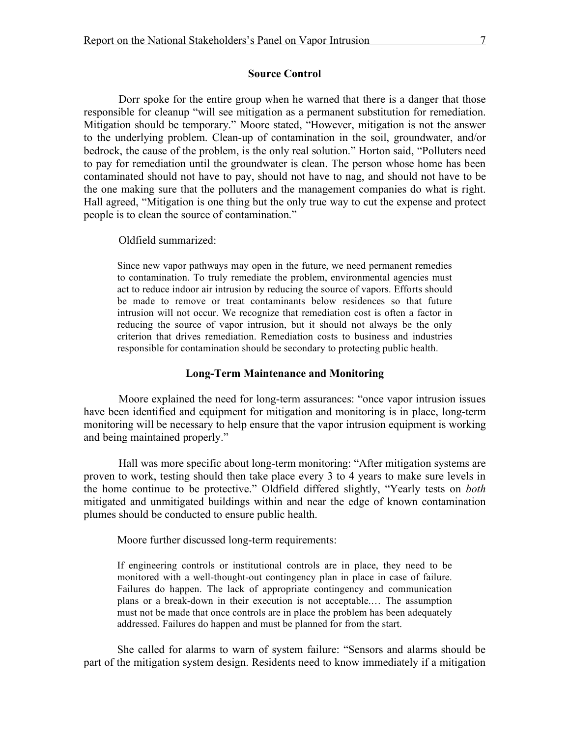## Source Control

Dorr spoke for the entire group when he warned that there is a danger that those responsible for cleanup "will see mitigation as a permanent substitution for remediation. Mitigation should be temporary." Moore stated, "However, mitigation is not the answer to the underlying problem. Clean-up of contamination in the soil, groundwater, and/or bedrock, the cause of the problem, is the only real solution." Horton said, "Polluters need to pay for remediation until the groundwater is clean. The person whose home has been contaminated should not have to pay, should not have to nag, and should not have to be the one making sure that the polluters and the management companies do what is right. Hall agreed, "Mitigation is one thing but the only true way to cut the expense and protect people is to clean the source of contamination."

Oldfield summarized:

> Since new vapor pathways may open in the future, we need permanent remedies to contamination. To truly remediate the problem, environmental agencies must act to reduce indoor air intrusion by reducing the source of vapors. Efforts should be made to remove or treat contaminants below residences so that future intrusion will not occur. We recognize that remediation cost is often a factor in reducing the source of vapor intrusion, but it should not always be the only criterion that drives remediation. Remediation costs to business and industries responsible for contamination should be secondary to protecting public health.

## Long-Term Maintenance and Monitoring

Moore explained the need for long-term assurances: "once vapor intrusion issues have been identified and equipment for mitigation and monitoring is in place, long-term monitoring will be necessary to help ensure that the vapor intrusion equipment is working and being maintained properly."

Hall was more specific about long-term monitoring: "After mitigation systems are proven to work, testing should then take place every 3 to 4 years to make sure levels in the home continue to be protective." Oldfield differed slightly, "Yearly tests on *both* mitigated and unmitigated buildings within and near the edge of known contamination plumes should be conducted to ensure public health.

Moore further discussed long-term requirements:

> If engineering controls or institutional controls are in place, they need to be monitored with a well-thought-out contingency plan in place in case of failure. Failures do happen. The lack of appropriate contingency and communication plans or a break-down in their execution is not acceptable.… The assumption must not be made that once controls are in place the problem has been adequately addressed. Failures do happen and must be planned for from the start.

She called for alarms to warn of system failure: "Sensors and alarms should be part of the mitigation system design. Residents need to know immediately if a mitigation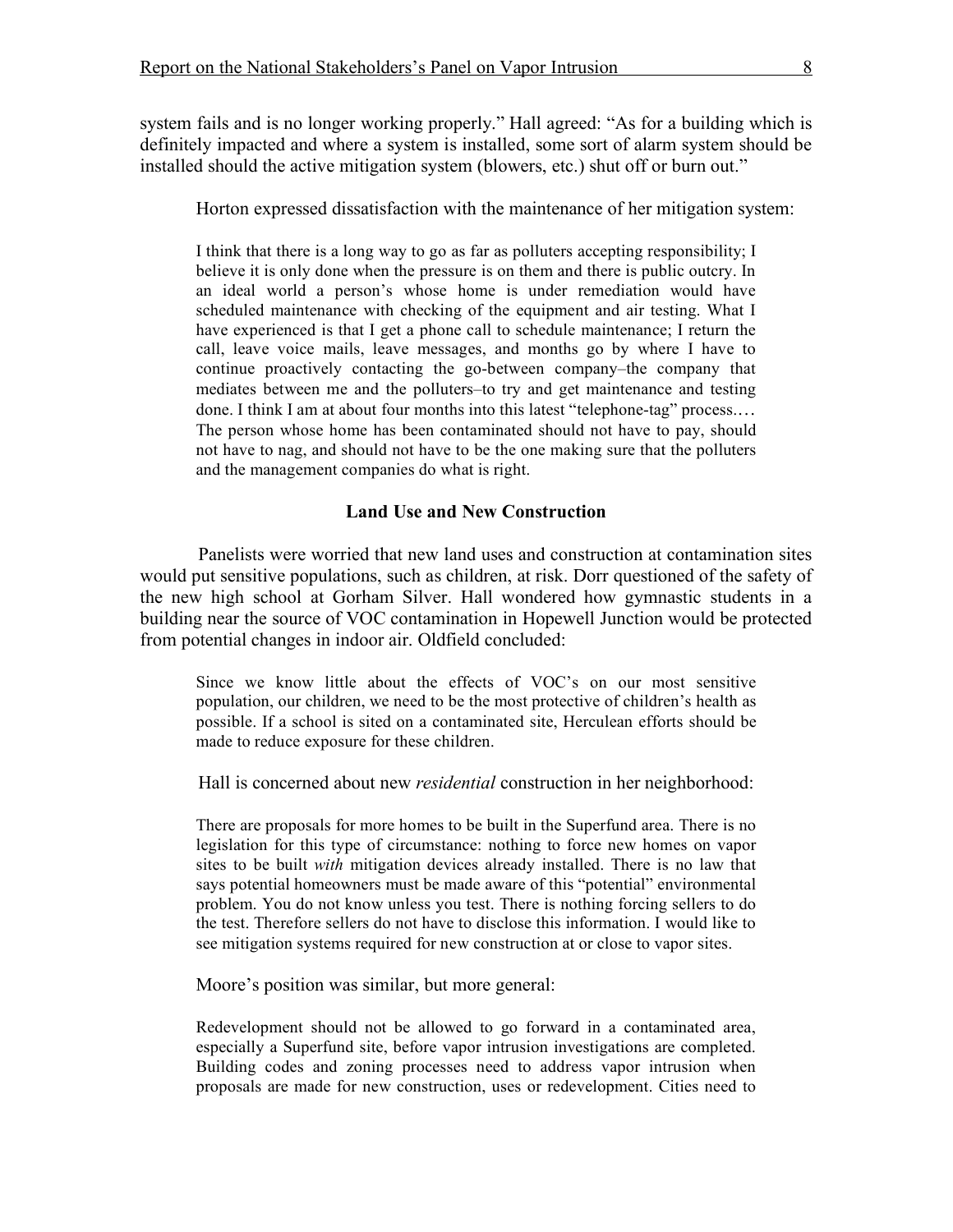system fails and is no longer working properly." Hall agreed: "As for a building which is definitely impacted and where a system is installed, some sort of alarm system should be installed should the active mitigation system (blowers, etc.) shut off or burn out."

Horton expressed dissatisfaction with the maintenance of her mitigation system:

> I think that there is a long way to go as far as polluters accepting responsibility; I believe it is only done when the pressure is on them and there is public outcry. In an ideal world a person's whose home is under remediation would have scheduled maintenance with checking of the equipment and air testing. What I have experienced is that I get a phone call to schedule maintenance; I return the call, leave voice mails, leave messages, and months go by where I have to continue proactively contacting the go-between company–the company that mediates between me and the polluters–to try and get maintenance and testing done. I think I am at about four months into this latest "telephone-tag" process.… The person whose home has been contaminated should not have to pay, should not have to nag, and should not have to be the one making sure that the polluters and the management companies do what is right.

### Land Use and New Construction

Panelists were worried that new land uses and construction at contamination sites would put sensitive populations, such as children, at risk. Dorr questioned of the safety of the new high school at Gorham Silver. Hall wondered how gymnastic students in a building near the source of VOC contamination in Hopewell Junction would be protected from potential changes in indoor air. Oldfield concluded:

> Since we know little about the effects of VOC's on our most sensitive population, our children, we need to be the most protective of children's health as possible. If a school is sited on a contaminated site, Herculean efforts should be made to reduce exposure for these children.

Hall is concerned about new *residential* construction in her neighborhood:

> There are proposals for more homes to be built in the Superfund area. There is no legislation for this type of circumstance: nothing to force new homes on vapor sites to be built *with* mitigation devices already installed. There is no law that says potential homeowners must be made aware of this "potential" environmental problem. You do not know unless you test. There is nothing forcing sellers to do the test. Therefore sellers do not have to disclose this information. I would like to see mitigation systems required for new construction at or close to vapor sites.

Moore's position was similar, but more general:

> Redevelopment should not be allowed to go forward in a contaminated area, especially a Superfund site, before vapor intrusion investigations are completed. Building codes and zoning processes need to address vapor intrusion when proposals are made for new construction, uses or redevelopment. Cities need to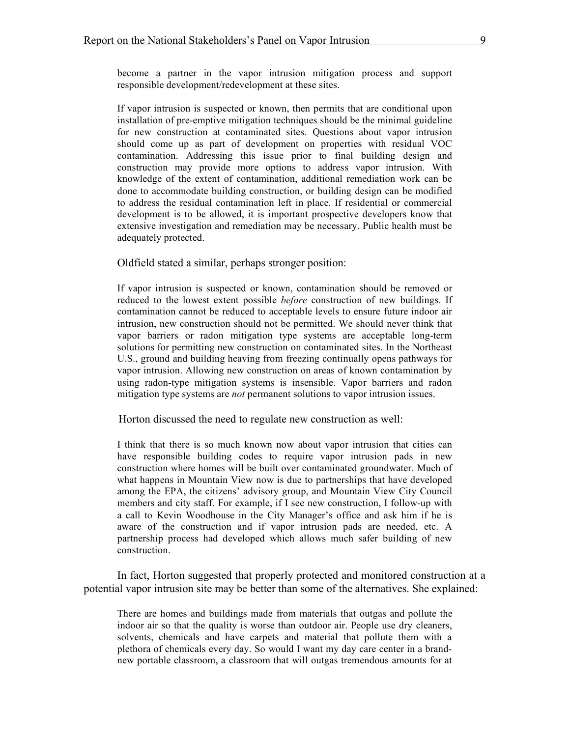become a partner in the vapor intrusion mitigation process and support responsible development/redevelopment at these sites.

> If vapor intrusion is suspected or known, then permits that are conditional upon installation of pre-emptive mitigation techniques should be the minimal guideline for new construction at contaminated sites. Questions about vapor intrusion should come up as part of development on properties with residual VOC contamination. Addressing this issue prior to final building design and construction may provide more options to address vapor intrusion. With knowledge of the extent of contamination, additional remediation work can be done to accommodate building construction, or building design can be modified to address the residual contamination left in place. If residential or commercial development is to be allowed, it is important prospective developers know that extensive investigation and remediation may be necessary. Public health must be adequately protected.

Oldfield stated a similar, perhaps stronger position:

> If vapor intrusion is suspected or known, contamination should be removed or reduced to the lowest extent possible *before* construction of new buildings. If contamination cannot be reduced to acceptable levels to ensure future indoor air intrusion, new construction should not be permitted. We should never think that vapor barriers or radon mitigation type systems are acceptable long-term solutions for permitting new construction on contaminated sites. In the Northeast U.S., ground and building heaving from freezing continually opens pathways for vapor intrusion. Allowing new construction on areas of known contamination by using radon-type mitigation systems is insensible. Vapor barriers and radon mitigation type systems are *not* permanent solutions to vapor intrusion issues.

Horton discussed the need to regulate new construction as well:

> I think that there is so much known now about vapor intrusion that cities can have responsible building codes to require vapor intrusion pads in new construction where homes will be built over contaminated groundwater. Much of what happens in Mountain View now is due to partnerships that have developed among the EPA, the citizens' advisory group, and Mountain View City Council members and city staff. For example, if I see new construction, I follow-up with a call to Kevin Woodhouse in the City Manager's office and ask him if he is aware of the construction and if vapor intrusion pads are needed, etc. A partnership process had developed which allows much safer building of new construction.

In fact, Horton suggested that properly protected and monitored construction at a potential vapor intrusion site may be better than some of the alternatives. She explained:

> There are homes and buildings made from materials that outgas and pollute the indoor air so that the quality is worse than outdoor air. People use dry cleaners, solvents, chemicals and have carpets and material that pollute them with a plethora of chemicals every day. So would I want my day care center in a brand-new portable classroom, a classroom that will outgas tremendous amounts for at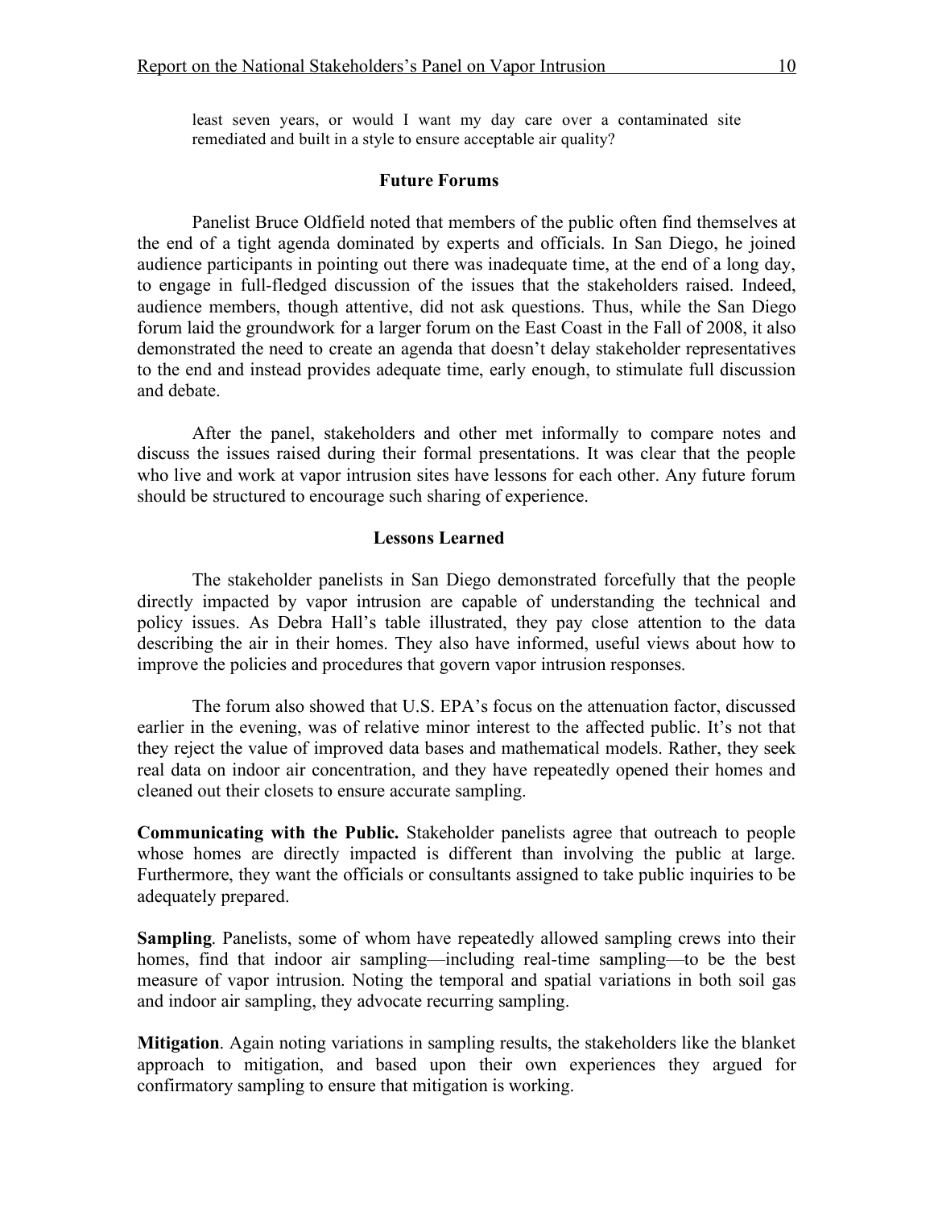least seven years, or would I want my day care over a contaminated site remediated and built in a style to ensure acceptable air quality?

## Future Forums

Panelist Bruce Oldfield noted that members of the public often find themselves at the end of a tight agenda dominated by experts and officials. In San Diego, he joined audience participants in pointing out there was inadequate time, at the end of a long day, to engage in full-fledged discussion of the issues that the stakeholders raised. Indeed, audience members, though attentive, did not ask questions. Thus, while the San Diego forum laid the groundwork for a larger forum on the East Coast in the Fall of 2008, it also demonstrated the need to create an agenda that doesn't delay stakeholder representatives to the end and instead provides adequate time, early enough, to stimulate full discussion and debate.

After the panel, stakeholders and other met informally to compare notes and discuss the issues raised during their formal presentations. It was clear that the people who live and work at vapor intrusion sites have lessons for each other. Any future forum should be structured to encourage such sharing of experience.

## Lessons Learned

The stakeholder panelists in San Diego demonstrated forcefully that the people directly impacted by vapor intrusion are capable of understanding the technical and policy issues. As Debra Hall's table illustrated, they pay close attention to the data describing the air in their homes. They also have informed, useful views about how to improve the policies and procedures that govern vapor intrusion responses.

The forum also showed that U.S. EPA's focus on the attenuation factor, discussed earlier in the evening, was of relative minor interest to the affected public. It's not that they reject the value of improved data bases and mathematical models. Rather, they seek real data on indoor air concentration, and they have repeatedly opened their homes and cleaned out their closets to ensure accurate sampling.

**Communicating with the Public.** Stakeholder panelists agree that outreach to people whose homes are directly impacted is different than involving the public at large. Furthermore, they want the officials or consultants assigned to take public inquiries to be adequately prepared.

**Sampling**. Panelists, some of whom have repeatedly allowed sampling crews into their homes, find that indoor air sampling—including real-time sampling—to be the best measure of vapor intrusion. Noting the temporal and spatial variations in both soil gas and indoor air sampling, they advocate recurring sampling.

**Mitigation**. Again noting variations in sampling results, the stakeholders like the blanket approach to mitigation, and based upon their own experiences they argued for confirmatory sampling to ensure that mitigation is working.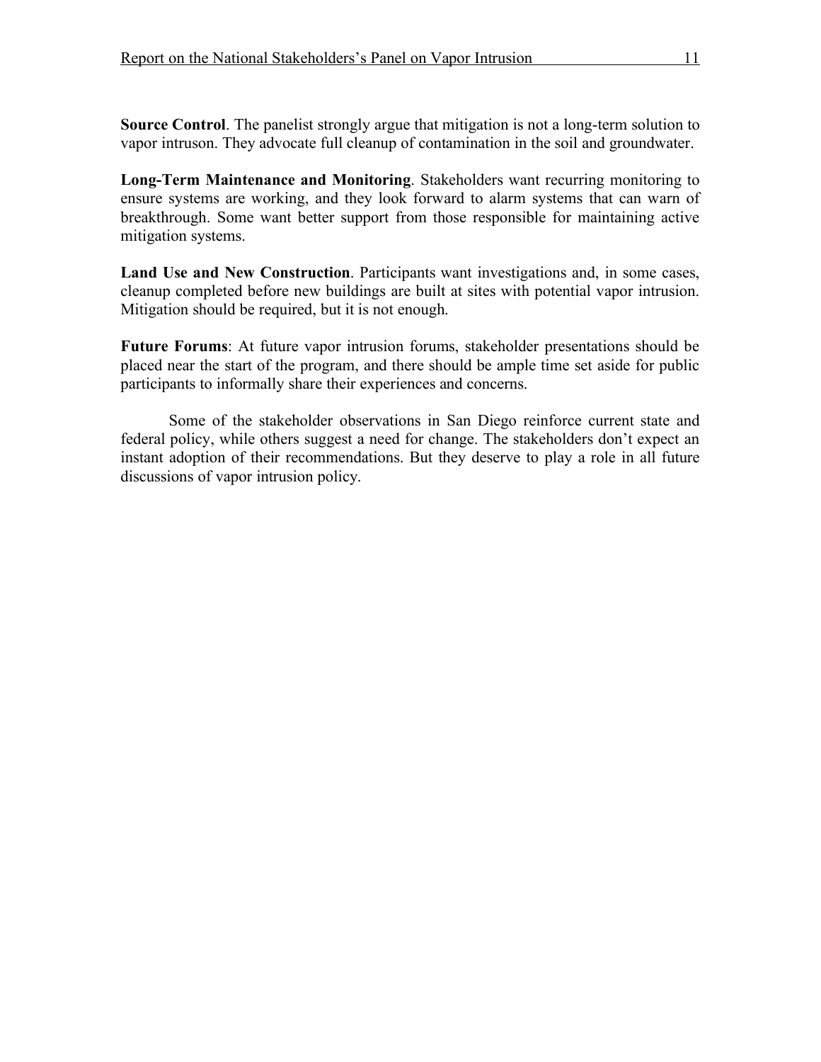**Source Control**. The panelist strongly argue that mitigation is not a long-term solution to vapor intruson. They advocate full cleanup of contamination in the soil and groundwater.

**Long-Term Maintenance and Monitoring**. Stakeholders want recurring monitoring to ensure systems are working, and they look forward to alarm systems that can warn of breakthrough. Some want better support from those responsible for maintaining active mitigation systems.

**Land Use and New Construction**. Participants want investigations and, in some cases, cleanup completed before new buildings are built at sites with potential vapor intrusion. Mitigation should be required, but it is not enough.

**Future Forums**: At future vapor intrusion forums, stakeholder presentations should be placed near the start of the program, and there should be ample time set aside for public participants to informally share their experiences and concerns.

Some of the stakeholder observations in San Diego reinforce current state and federal policy, while others suggest a need for change. The stakeholders don't expect an instant adoption of their recommendations. But they deserve to play a role in all future discussions of vapor intrusion policy.